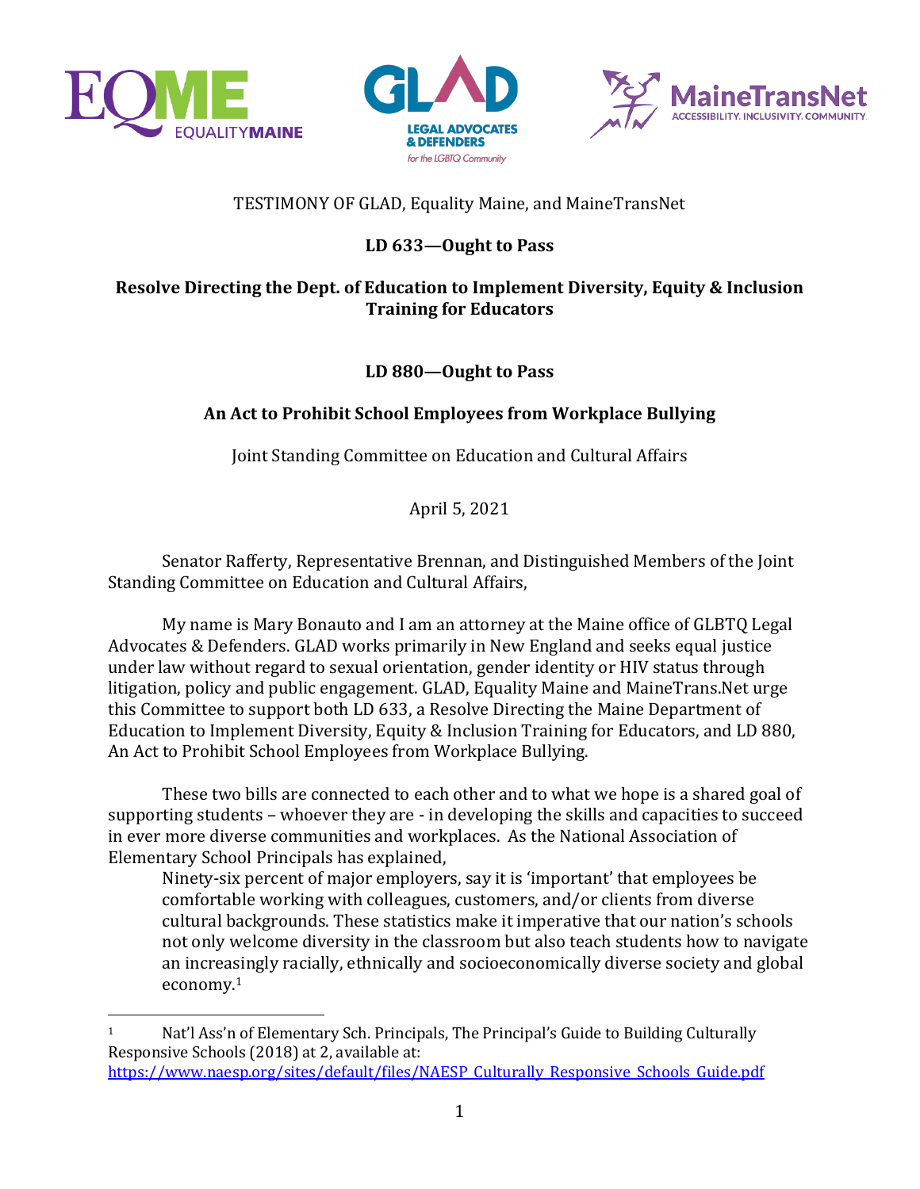TESTIMONY OF GLAD, Equality Maine, and MaineTransNet

**LD 633—Ought to Pass**

**Resolve Directing the Dept. of Education to Implement Diversity, Equity & Inclusion Training for Educators**

**LD 880—Ought to Pass**

**An Act to Prohibit School Employees from Workplace Bullying**

Joint Standing Committee on Education and Cultural Affairs

April 5, 2021

Senator Rafferty, Representative Brennan, and Distinguished Members of the Joint Standing Committee on Education and Cultural Affairs,

My name is Mary Bonauto and I am an attorney at the Maine office of GLBTQ Legal Advocates & Defenders. GLAD works primarily in New England and seeks equal justice under law without regard to sexual orientation, gender identity or HIV status through litigation, policy and public engagement. GLAD, Equality Maine and MaineTrans.Net urge this Committee to support both LD 633, a Resolve Directing the Maine Department of Education to Implement Diversity, Equity & Inclusion Training for Educators, and LD 880, An Act to Prohibit School Employees from Workplace Bullying.

These two bills are connected to each other and to what we hope is a shared goal of supporting students – whoever they are - in developing the skills and capacities to succeed in ever more diverse communities and workplaces. As the National Association of Elementary School Principals has explained,

> Ninety-six percent of major employers, say it is 'important' that employees be comfortable working with colleagues, customers, and/or clients from diverse cultural backgrounds. These statistics make it imperative that our nation's schools not only welcome diversity in the classroom but also teach students how to navigate an increasingly racially, ethnically and socioeconomically diverse society and global economy.[1]

---

[1] Nat'l Ass'n of Elementary Sch. Principals, The Principal's Guide to Building Culturally Responsive Schools (2018) at 2, available at: https://www.naesp.org/sites/default/files/NAESP_Culturally_Responsive_Schools_Guide.pdf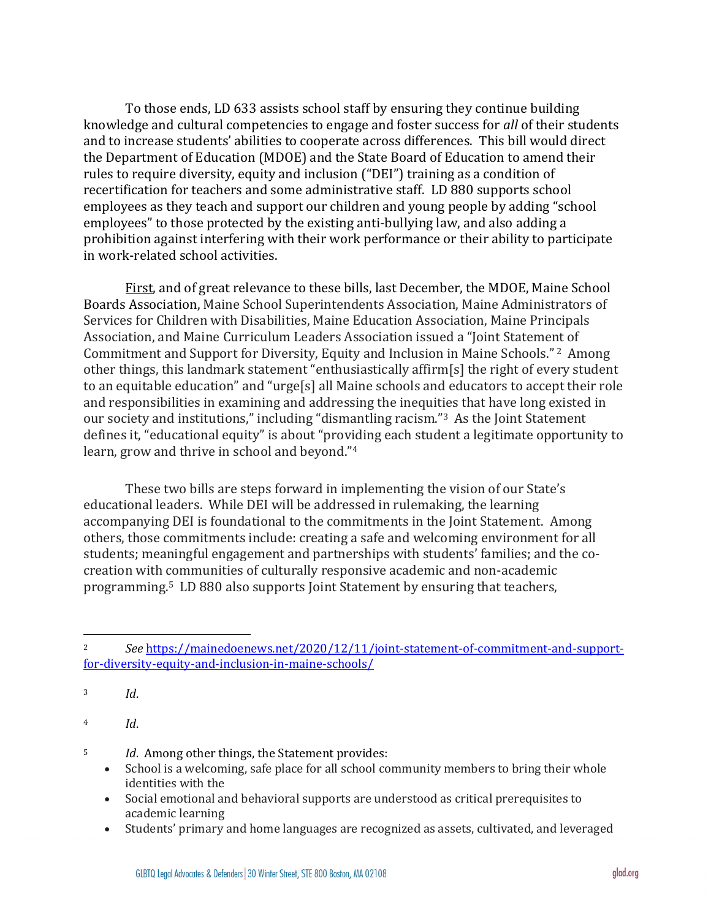To those ends, LD 633 assists school staff by ensuring they continue building knowledge and cultural competencies to engage and foster success for *all* of their students and to increase students' abilities to cooperate across differences. This bill would direct the Department of Education (MDOE) and the State Board of Education to amend their rules to require diversity, equity and inclusion ("DEI") training as a condition of recertification for teachers and some administrative staff. LD 880 supports school employees as they teach and support our children and young people by adding "school employees" to those protected by the existing anti-bullying law, and also adding a prohibition against interfering with their work performance or their ability to participate in work-related school activities.

First, and of great relevance to these bills, last December, the MDOE, Maine School Boards Association, Maine School Superintendents Association, Maine Administrators of Services for Children with Disabilities, Maine Education Association, Maine Principals Association, and Maine Curriculum Leaders Association issued a "Joint Statement of Commitment and Support for Diversity, Equity and Inclusion in Maine Schools."[2] Among other things, this landmark statement "enthusiastically affirm[s] the right of every student to an equitable education" and "urge[s] all Maine schools and educators to accept their role and responsibilities in examining and addressing the inequities that have long existed in our society and institutions," including "dismantling racism."[3] As the Joint Statement defines it, "educational equity" is about "providing each student a legitimate opportunity to learn, grow and thrive in school and beyond."[4]

These two bills are steps forward in implementing the vision of our State's educational leaders. While DEI will be addressed in rulemaking, the learning accompanying DEI is foundational to the commitments in the Joint Statement. Among others, those commitments include: creating a safe and welcoming environment for all students; meaningful engagement and partnerships with students' families; and the co-creation with communities of culturally responsive academic and non-academic programming.[5] LD 880 also supports Joint Statement by ensuring that teachers,

---

[2] *See* https://mainedoenews.net/2020/12/11/joint-statement-of-commitment-and-support-for-diversity-equity-and-inclusion-in-maine-schools/

[3] *Id*.

[4] *Id*.

[5] *Id*. Among other things, the Statement provides:

- School is a welcoming, safe place for all school community members to bring their whole identities with the
- Social emotional and behavioral supports are understood as critical prerequisites to academic learning
- Students' primary and home languages are recognized as assets, cultivated, and leveraged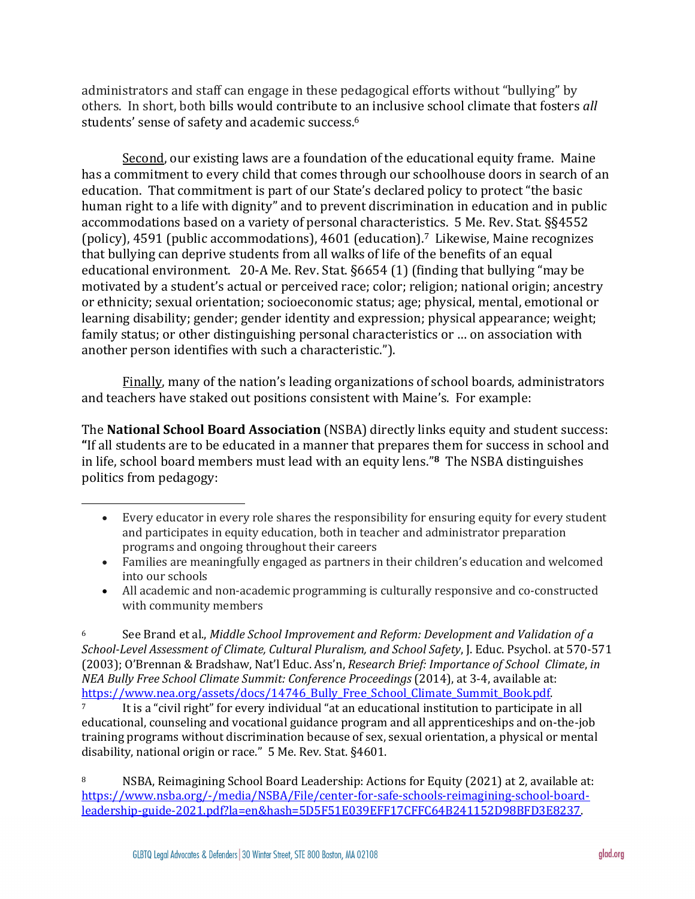administrators and staff can engage in these pedagogical efforts without "bullying" by others. In short, both bills would contribute to an inclusive school climate that fosters *all* students' sense of safety and academic success.[6]

Second, our existing laws are a foundation of the educational equity frame. Maine has a commitment to every child that comes through our schoolhouse doors in search of an education. That commitment is part of our State's declared policy to protect "the basic human right to a life with dignity" and to prevent discrimination in education and in public accommodations based on a variety of personal characteristics. 5 Me. Rev. Stat. §§4552 (policy), 4591 (public accommodations), 4601 (education).[7] Likewise, Maine recognizes that bullying can deprive students from all walks of life of the benefits of an equal educational environment. 20-A Me. Rev. Stat. §6654 (1) (finding that bullying "may be motivated by a student's actual or perceived race; color; religion; national origin; ancestry or ethnicity; sexual orientation; socioeconomic status; age; physical, mental, emotional or learning disability; gender; gender identity and expression; physical appearance; weight; family status; or other distinguishing personal characteristics or … on association with another person identifies with such a characteristic.").

Finally, many of the nation's leading organizations of school boards, administrators and teachers have staked out positions consistent with Maine's. For example:

The **National School Board Association** (NSBA) directly links equity and student success: **"**If all students are to be educated in a manner that prepares them for success in school and in life, school board members must lead with an equity lens."**[8]** The NSBA distinguishes politics from pedagogy:

- Every educator in every role shares the responsibility for ensuring equity for every student and participates in equity education, both in teacher and administrator preparation programs and ongoing throughout their careers
- Families are meaningfully engaged as partners in their children's education and welcomed into our schools
- All academic and non-academic programming is culturally responsive and co-constructed with community members

[6] See Brand et al., *Middle School Improvement and Reform: Development and Validation of a School-Level Assessment of Climate, Cultural Pluralism, and School Safety*, J. Educ. Psychol. at 570-571 (2003); O'Brennan & Bradshaw, Nat'l Educ. Ass'n, *Research Brief: Importance of School Climate*, *in NEA Bully Free School Climate Summit: Conference Proceedings* (2014), at 3-4, available at: https://www.nea.org/assets/docs/14746_Bully_Free_School_Climate_Summit_Book.pdf.

[7] It is a "civil right" for every individual "at an educational institution to participate in all educational, counseling and vocational guidance program and all apprenticeships and on-the-job training programs without discrimination because of sex, sexual orientation, a physical or mental disability, national origin or race." 5 Me. Rev. Stat. §4601.

[8] NSBA, Reimagining School Board Leadership: Actions for Equity (2021) at 2, available at: https://www.nsba.org/-/media/NSBA/File/center-for-safe-schools-reimagining-school-board-leadership-guide-2021.pdf?la=en&hash=5D5F51E039EFF17CFFC64B241152D98BFD3E8237.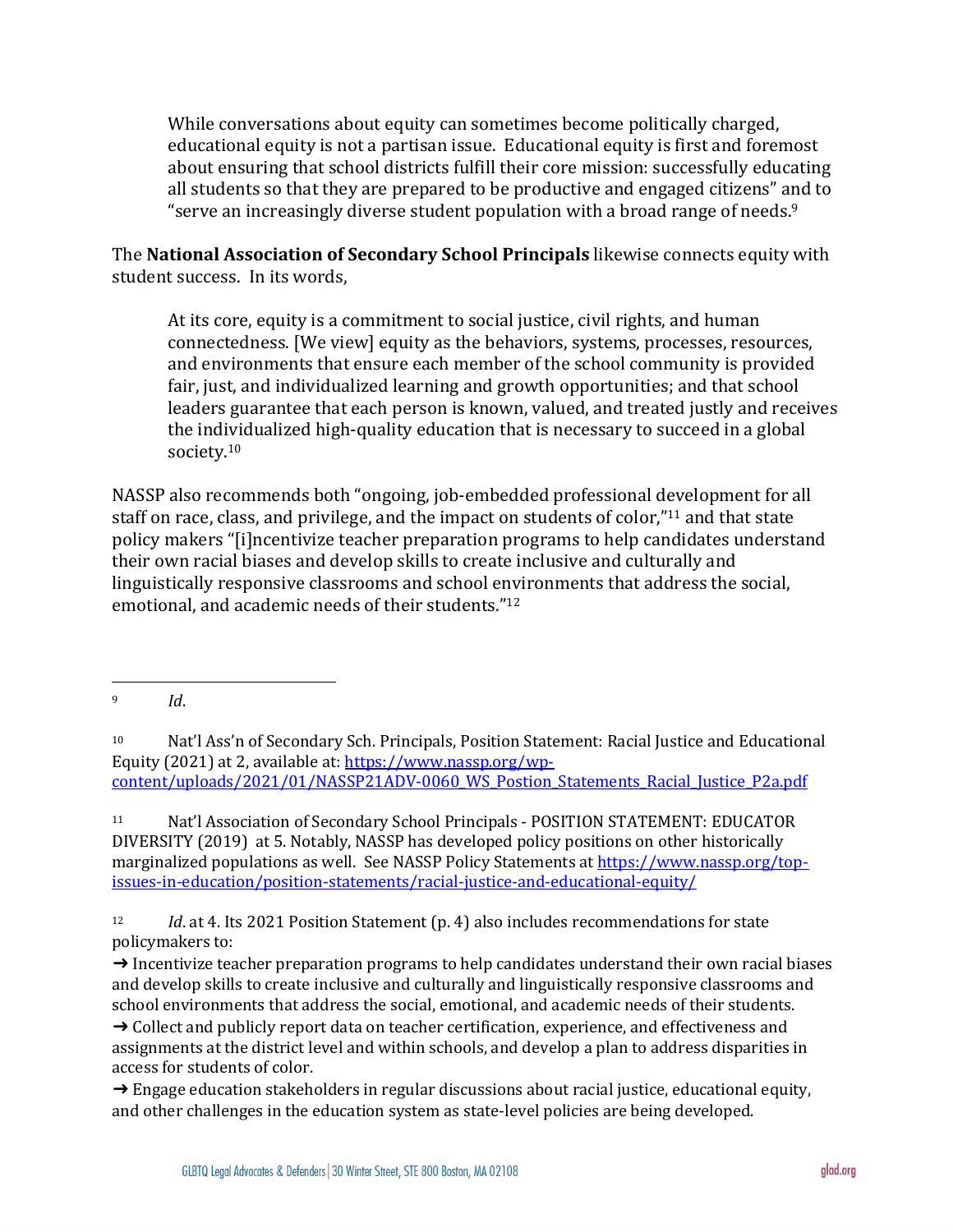> While conversations about equity can sometimes become politically charged, educational equity is not a partisan issue. Educational equity is first and foremost about ensuring that school districts fulfill their core mission: successfully educating all students so that they are prepared to be productive and engaged citizens" and to "serve an increasingly diverse student population with a broad range of needs.[9]

The **National Association of Secondary School Principals** likewise connects equity with student success. In its words,

> At its core, equity is a commitment to social justice, civil rights, and human connectedness. [We view] equity as the behaviors, systems, processes, resources, and environments that ensure each member of the school community is provided fair, just, and individualized learning and growth opportunities; and that school leaders guarantee that each person is known, valued, and treated justly and receives the individualized high-quality education that is necessary to succeed in a global society.[10]

NASSP also recommends both "ongoing, job-embedded professional development for all staff on race, class, and privilege, and the impact on students of color,"[11] and that state policy makers "[i]ncentivize teacher preparation programs to help candidates understand their own racial biases and develop skills to create inclusive and culturally and linguistically responsive classrooms and school environments that address the social, emotional, and academic needs of their students."[12]

---

[9] *Id*.

[10] Nat'l Ass'n of Secondary Sch. Principals, Position Statement: Racial Justice and Educational Equity (2021) at 2, available at: https://www.nassp.org/wp-content/uploads/2021/01/NASSP21ADV-0060_WS_Postion_Statements_Racial_Justice_P2a.pdf

[11] Nat'l Association of Secondary School Principals - POSITION STATEMENT: EDUCATOR DIVERSITY (2019) at 5. Notably, NASSP has developed policy positions on other historically marginalized populations as well. See NASSP Policy Statements at https://www.nassp.org/top-issues-in-education/position-statements/racial-justice-and-educational-equity/

[12] *Id.* at 4. Its 2021 Position Statement (p. 4) also includes recommendations for state policymakers to:

➜ Incentivize teacher preparation programs to help candidates understand their own racial biases and develop skills to create inclusive and culturally and linguistically responsive classrooms and school environments that address the social, emotional, and academic needs of their students.

➜ Collect and publicly report data on teacher certification, experience, and effectiveness and assignments at the district level and within schools, and develop a plan to address disparities in access for students of color.

➜ Engage education stakeholders in regular discussions about racial justice, educational equity, and other challenges in the education system as state-level policies are being developed.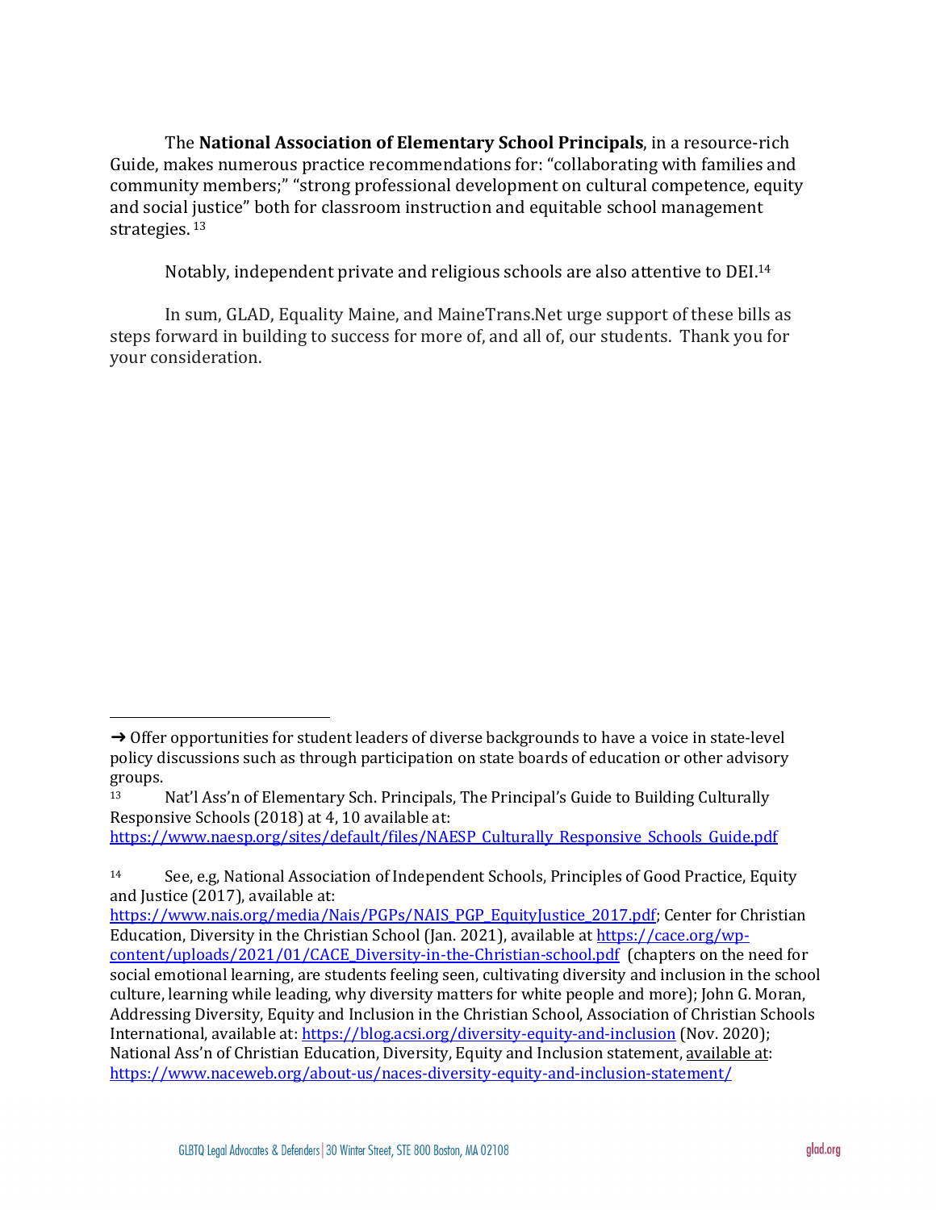The **National Association of Elementary School Principals**, in a resource-rich Guide, makes numerous practice recommendations for: "collaborating with families and community members;" "strong professional development on cultural competence, equity and social justice" both for classroom instruction and equitable school management strategies. [13]

Notably, independent private and religious schools are also attentive to DEI.[14]

In sum, GLAD, Equality Maine, and MaineTrans.Net urge support of these bills as steps forward in building to success for more of, and all of, our students. Thank you for your consideration.

---

➜ Offer opportunities for student leaders of diverse backgrounds to have a voice in state-level policy discussions such as through participation on state boards of education or other advisory groups.

[13] Nat'l Ass'n of Elementary Sch. Principals, The Principal's Guide to Building Culturally Responsive Schools (2018) at 4, 10 available at: https://www.naesp.org/sites/default/files/NAESP_Culturally_Responsive_Schools_Guide.pdf

[14] See, e.g, National Association of Independent Schools, Principles of Good Practice, Equity and Justice (2017), available at: https://www.nais.org/media/Nais/PGPs/NAIS_PGP_EquityJustice_2017.pdf; Center for Christian Education, Diversity in the Christian School (Jan. 2021), available at https://cace.org/wp-content/uploads/2021/01/CACE_Diversity-in-the-Christian-school.pdf (chapters on the need for social emotional learning, are students feeling seen, cultivating diversity and inclusion in the school culture, learning while leading, why diversity matters for white people and more); John G. Moran, Addressing Diversity, Equity and Inclusion in the Christian School, Association of Christian Schools International, available at: https://blog.acsi.org/diversity-equity-and-inclusion (Nov. 2020); National Ass'n of Christian Education, Diversity, Equity and Inclusion statement, available at: https://www.naceweb.org/about-us/naces-diversity-equity-and-inclusion-statement/